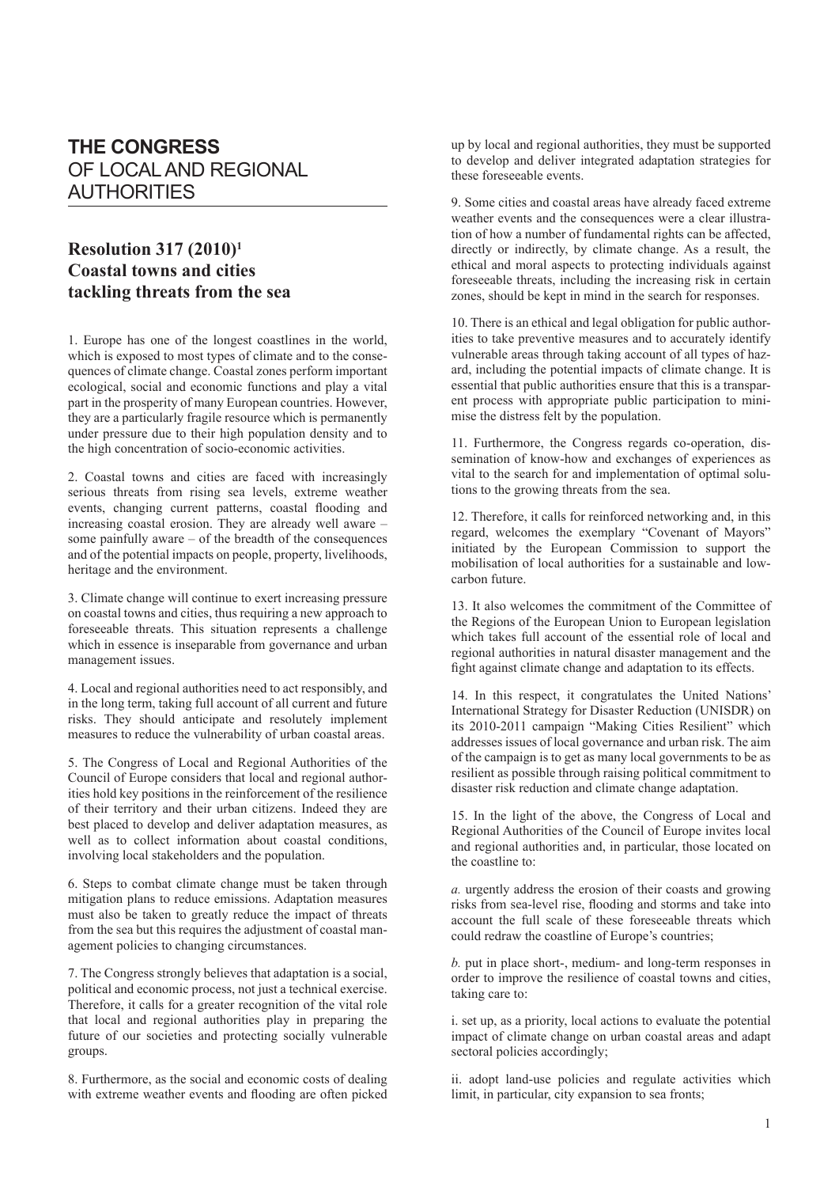# THE CONGRESS OF LOCAL AND REGIONAL AUTHORITIES

## Resolution 317 (2010)[1] Coastal towns and cities tackling threats from the sea

1. Europe has one of the longest coastlines in the world, which is exposed to most types of climate and to the consequences of climate change. Coastal zones perform important ecological, social and economic functions and play a vital part in the prosperity of many European countries. However, they are a particularly fragile resource which is permanently under pressure due to their high population density and to the high concentration of socio-economic activities.

2. Coastal towns and cities are faced with increasingly serious threats from rising sea levels, extreme weather events, changing current patterns, coastal flooding and increasing coastal erosion. They are already well aware – some painfully aware – of the breadth of the consequences and of the potential impacts on people, property, livelihoods, heritage and the environment.

3. Climate change will continue to exert increasing pressure on coastal towns and cities, thus requiring a new approach to foreseeable threats. This situation represents a challenge which in essence is inseparable from governance and urban management issues.

4. Local and regional authorities need to act responsibly, and in the long term, taking full account of all current and future risks. They should anticipate and resolutely implement measures to reduce the vulnerability of urban coastal areas.

5. The Congress of Local and Regional Authorities of the Council of Europe considers that local and regional authorities hold key positions in the reinforcement of the resilience of their territory and their urban citizens. Indeed they are best placed to develop and deliver adaptation measures, as well as to collect information about coastal conditions, involving local stakeholders and the population.

6. Steps to combat climate change must be taken through mitigation plans to reduce emissions. Adaptation measures must also be taken to greatly reduce the impact of threats from the sea but this requires the adjustment of coastal management policies to changing circumstances.

7. The Congress strongly believes that adaptation is a social, political and economic process, not just a technical exercise. Therefore, it calls for a greater recognition of the vital role that local and regional authorities play in preparing the future of our societies and protecting socially vulnerable groups.

8. Furthermore, as the social and economic costs of dealing with extreme weather events and flooding are often picked up by local and regional authorities, they must be supported to develop and deliver integrated adaptation strategies for these foreseeable events.

9. Some cities and coastal areas have already faced extreme weather events and the consequences were a clear illustration of how a number of fundamental rights can be affected, directly or indirectly, by climate change. As a result, the ethical and moral aspects to protecting individuals against foreseeable threats, including the increasing risk in certain zones, should be kept in mind in the search for responses.

10. There is an ethical and legal obligation for public authorities to take preventive measures and to accurately identify vulnerable areas through taking account of all types of hazard, including the potential impacts of climate change. It is essential that public authorities ensure that this is a transparent process with appropriate public participation to minimise the distress felt by the population.

11. Furthermore, the Congress regards co-operation, dissemination of know-how and exchanges of experiences as vital to the search for and implementation of optimal solutions to the growing threats from the sea.

12. Therefore, it calls for reinforced networking and, in this regard, welcomes the exemplary "Covenant of Mayors" initiated by the European Commission to support the mobilisation of local authorities for a sustainable and low-carbon future.

13. It also welcomes the commitment of the Committee of the Regions of the European Union to European legislation which takes full account of the essential role of local and regional authorities in natural disaster management and the fight against climate change and adaptation to its effects.

14. In this respect, it congratulates the United Nations' International Strategy for Disaster Reduction (UNISDR) on its 2010-2011 campaign "Making Cities Resilient" which addresses issues of local governance and urban risk. The aim of the campaign is to get as many local governments to be as resilient as possible through raising political commitment to disaster risk reduction and climate change adaptation.

15. In the light of the above, the Congress of Local and Regional Authorities of the Council of Europe invites local and regional authorities and, in particular, those located on the coastline to:

*a.* urgently address the erosion of their coasts and growing risks from sea-level rise, flooding and storms and take into account the full scale of these foreseeable threats which could redraw the coastline of Europe's countries;

*b.* put in place short-, medium- and long-term responses in order to improve the resilience of coastal towns and cities, taking care to:

i. set up, as a priority, local actions to evaluate the potential impact of climate change on urban coastal areas and adapt sectoral policies accordingly;

ii. adopt land-use policies and regulate activities which limit, in particular, city expansion to sea fronts;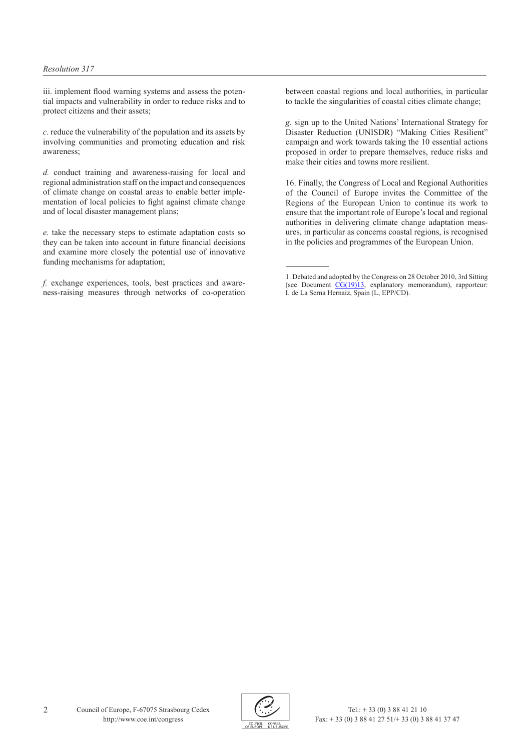iii. implement flood warning systems and assess the potential impacts and vulnerability in order to reduce risks and to protect citizens and their assets;

*c.* reduce the vulnerability of the population and its assets by involving communities and promoting education and risk awareness;

*d.* conduct training and awareness-raising for local and regional administration staff on the impact and consequences of climate change on coastal areas to enable better implementation of local policies to fight against climate change and of local disaster management plans;

*e.* take the necessary steps to estimate adaptation costs so they can be taken into account in future financial decisions and examine more closely the potential use of innovative funding mechanisms for adaptation;

*f.* exchange experiences, tools, best practices and awareness-raising measures through networks of co-operation between coastal regions and local authorities, in particular to tackle the singularities of coastal cities climate change;

*g.* sign up to the United Nations' International Strategy for Disaster Reduction (UNISDR) "Making Cities Resilient" campaign and work towards taking the 10 essential actions proposed in order to prepare themselves, reduce risks and make their cities and towns more resilient.

16. Finally, the Congress of Local and Regional Authorities of the Council of Europe invites the Committee of the Regions of the European Union to continue its work to ensure that the important role of Europe's local and regional authorities in delivering climate change adaptation measures, in particular as concerns coastal regions, is recognised in the policies and programmes of the European Union.

---

1. Debated and adopted by the Congress on 28 October 2010, 3rd Sitting (see Document CG(19)13, explanatory memorandum), rapporteur: I. de La Serna Hernaiz, Spain (L, EPP/CD).

Council of Europe, F-67075 Strasbourg Cedex
http://www.coe.int/congress

Tel.: + 33 (0) 3 88 41 21 10
Fax: + 33 (0) 3 88 41 27 51/+ 33 (0) 3 88 41 37 47